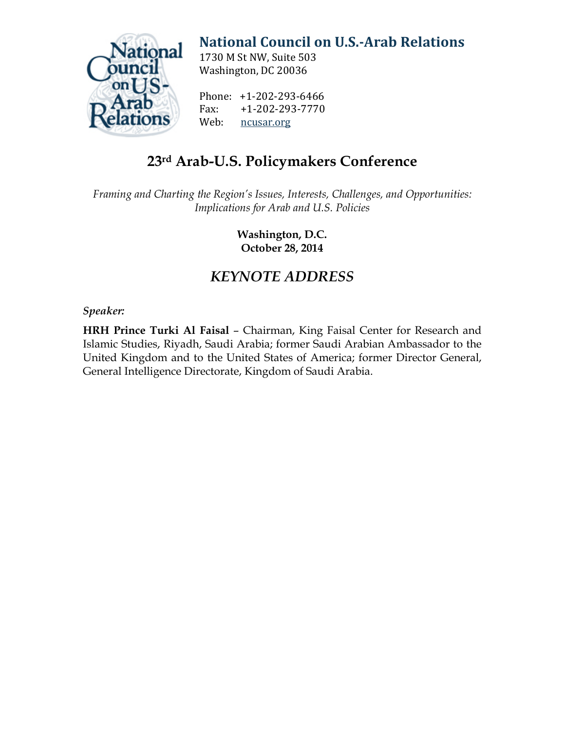# National Council on U.S.-Arab Relations

1730 M St NW, Suite 503
Washington, DC 20036

Phone: +1-202-293-6466
Fax: +1-202-293-7770
Web: ncusar.org

## 23rd Arab-U.S. Policymakers Conference

*Framing and Charting the Region's Issues, Interests, Challenges, and Opportunities: Implications for Arab and U.S. Policies*

**Washington, D.C.**
**October 28, 2014**

## *KEYNOTE ADDRESS*

***Speaker:***

**HRH Prince Turki Al Faisal** – Chairman, King Faisal Center for Research and Islamic Studies, Riyadh, Saudi Arabia; former Saudi Arabian Ambassador to the United Kingdom and to the United States of America; former Director General, General Intelligence Directorate, Kingdom of Saudi Arabia.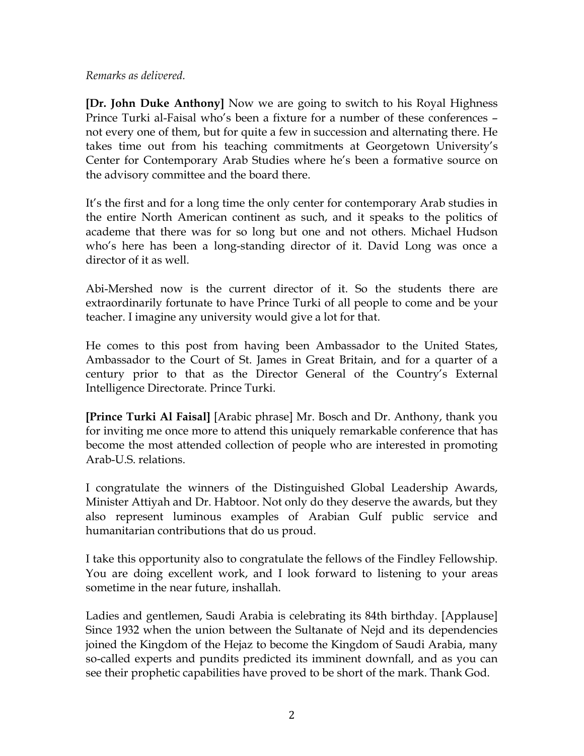*Remarks as delivered.*

**[Dr. John Duke Anthony]** Now we are going to switch to his Royal Highness Prince Turki al-Faisal who's been a fixture for a number of these conferences – not every one of them, but for quite a few in succession and alternating there. He takes time out from his teaching commitments at Georgetown University's Center for Contemporary Arab Studies where he's been a formative source on the advisory committee and the board there.

It's the first and for a long time the only center for contemporary Arab studies in the entire North American continent as such, and it speaks to the politics of academe that there was for so long but one and not others. Michael Hudson who's here has been a long-standing director of it. David Long was once a director of it as well.

Abi-Mershed now is the current director of it. So the students there are extraordinarily fortunate to have Prince Turki of all people to come and be your teacher. I imagine any university would give a lot for that.

He comes to this post from having been Ambassador to the United States, Ambassador to the Court of St. James in Great Britain, and for a quarter of a century prior to that as the Director General of the Country's External Intelligence Directorate. Prince Turki.

**[Prince Turki Al Faisal]** [Arabic phrase] Mr. Bosch and Dr. Anthony, thank you for inviting me once more to attend this uniquely remarkable conference that has become the most attended collection of people who are interested in promoting Arab-U.S. relations.

I congratulate the winners of the Distinguished Global Leadership Awards, Minister Attiyah and Dr. Habtoor. Not only do they deserve the awards, but they also represent luminous examples of Arabian Gulf public service and humanitarian contributions that do us proud.

I take this opportunity also to congratulate the fellows of the Findley Fellowship. You are doing excellent work, and I look forward to listening to your areas sometime in the near future, inshallah.

Ladies and gentlemen, Saudi Arabia is celebrating its 84th birthday. [Applause] Since 1932 when the union between the Sultanate of Nejd and its dependencies joined the Kingdom of the Hejaz to become the Kingdom of Saudi Arabia, many so-called experts and pundits predicted its imminent downfall, and as you can see their prophetic capabilities have proved to be short of the mark. Thank God.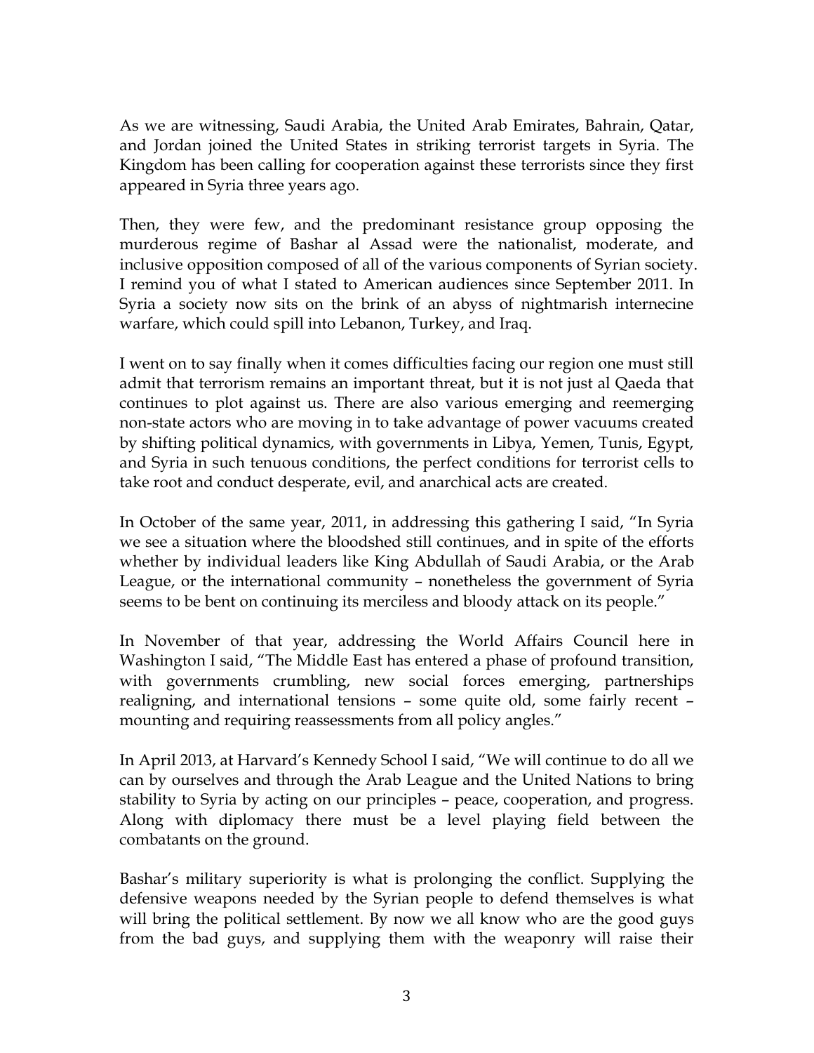As we are witnessing, Saudi Arabia, the United Arab Emirates, Bahrain, Qatar, and Jordan joined the United States in striking terrorist targets in Syria. The Kingdom has been calling for cooperation against these terrorists since they first appeared in Syria three years ago.

Then, they were few, and the predominant resistance group opposing the murderous regime of Bashar al Assad were the nationalist, moderate, and inclusive opposition composed of all of the various components of Syrian society. I remind you of what I stated to American audiences since September 2011. In Syria a society now sits on the brink of an abyss of nightmarish internecine warfare, which could spill into Lebanon, Turkey, and Iraq.

I went on to say finally when it comes difficulties facing our region one must still admit that terrorism remains an important threat, but it is not just al Qaeda that continues to plot against us. There are also various emerging and reemerging non-state actors who are moving in to take advantage of power vacuums created by shifting political dynamics, with governments in Libya, Yemen, Tunis, Egypt, and Syria in such tenuous conditions, the perfect conditions for terrorist cells to take root and conduct desperate, evil, and anarchical acts are created.

In October of the same year, 2011, in addressing this gathering I said, "In Syria we see a situation where the bloodshed still continues, and in spite of the efforts whether by individual leaders like King Abdullah of Saudi Arabia, or the Arab League, or the international community – nonetheless the government of Syria seems to be bent on continuing its merciless and bloody attack on its people."

In November of that year, addressing the World Affairs Council here in Washington I said, "The Middle East has entered a phase of profound transition, with governments crumbling, new social forces emerging, partnerships realigning, and international tensions – some quite old, some fairly recent – mounting and requiring reassessments from all policy angles."

In April 2013, at Harvard's Kennedy School I said, "We will continue to do all we can by ourselves and through the Arab League and the United Nations to bring stability to Syria by acting on our principles – peace, cooperation, and progress. Along with diplomacy there must be a level playing field between the combatants on the ground.

Bashar's military superiority is what is prolonging the conflict. Supplying the defensive weapons needed by the Syrian people to defend themselves is what will bring the political settlement. By now we all know who are the good guys from the bad guys, and supplying them with the weaponry will raise their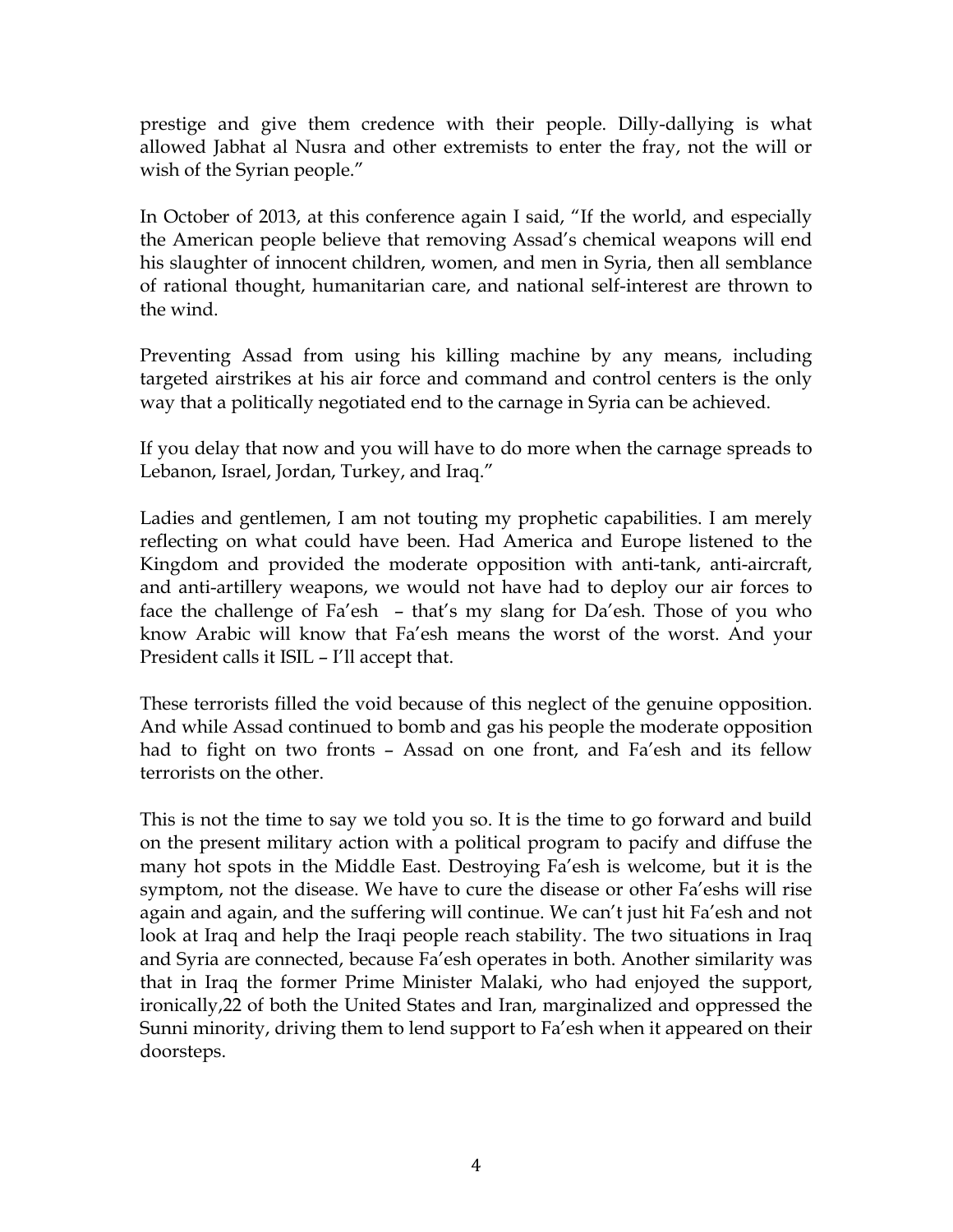prestige and give them credence with their people. Dilly-dallying is what allowed Jabhat al Nusra and other extremists to enter the fray, not the will or wish of the Syrian people."

In October of 2013, at this conference again I said, "If the world, and especially the American people believe that removing Assad's chemical weapons will end his slaughter of innocent children, women, and men in Syria, then all semblance of rational thought, humanitarian care, and national self-interest are thrown to the wind.

Preventing Assad from using his killing machine by any means, including targeted airstrikes at his air force and command and control centers is the only way that a politically negotiated end to the carnage in Syria can be achieved.

If you delay that now and you will have to do more when the carnage spreads to Lebanon, Israel, Jordan, Turkey, and Iraq."

Ladies and gentlemen, I am not touting my prophetic capabilities. I am merely reflecting on what could have been. Had America and Europe listened to the Kingdom and provided the moderate opposition with anti-tank, anti-aircraft, and anti-artillery weapons, we would not have had to deploy our air forces to face the challenge of Fa'esh – that's my slang for Da'esh. Those of you who know Arabic will know that Fa'esh means the worst of the worst. And your President calls it ISIL – I'll accept that.

These terrorists filled the void because of this neglect of the genuine opposition. And while Assad continued to bomb and gas his people the moderate opposition had to fight on two fronts – Assad on one front, and Fa'esh and its fellow terrorists on the other.

This is not the time to say we told you so. It is the time to go forward and build on the present military action with a political program to pacify and diffuse the many hot spots in the Middle East. Destroying Fa'esh is welcome, but it is the symptom, not the disease. We have to cure the disease or other Fa'eshs will rise again and again, and the suffering will continue. We can't just hit Fa'esh and not look at Iraq and help the Iraqi people reach stability. The two situations in Iraq and Syria are connected, because Fa'esh operates in both. Another similarity was that in Iraq the former Prime Minister Malaki, who had enjoyed the support, ironically,22 of both the United States and Iran, marginalized and oppressed the Sunni minority, driving them to lend support to Fa'esh when it appeared on their doorsteps.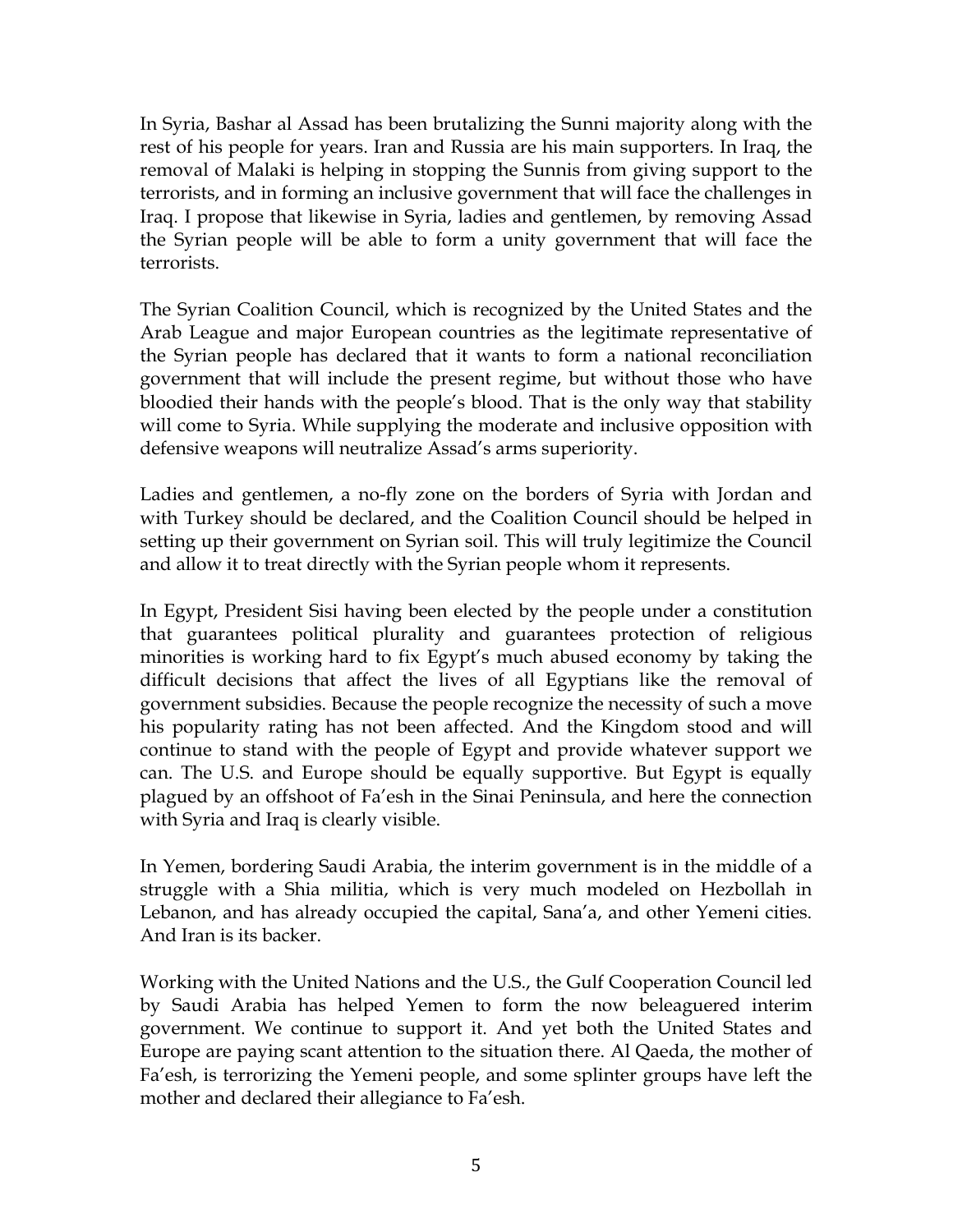In Syria, Bashar al Assad has been brutalizing the Sunni majority along with the rest of his people for years. Iran and Russia are his main supporters. In Iraq, the removal of Malaki is helping in stopping the Sunnis from giving support to the terrorists, and in forming an inclusive government that will face the challenges in Iraq. I propose that likewise in Syria, ladies and gentlemen, by removing Assad the Syrian people will be able to form a unity government that will face the terrorists.

The Syrian Coalition Council, which is recognized by the United States and the Arab League and major European countries as the legitimate representative of the Syrian people has declared that it wants to form a national reconciliation government that will include the present regime, but without those who have bloodied their hands with the people's blood. That is the only way that stability will come to Syria. While supplying the moderate and inclusive opposition with defensive weapons will neutralize Assad's arms superiority.

Ladies and gentlemen, a no-fly zone on the borders of Syria with Jordan and with Turkey should be declared, and the Coalition Council should be helped in setting up their government on Syrian soil. This will truly legitimize the Council and allow it to treat directly with the Syrian people whom it represents.

In Egypt, President Sisi having been elected by the people under a constitution that guarantees political plurality and guarantees protection of religious minorities is working hard to fix Egypt's much abused economy by taking the difficult decisions that affect the lives of all Egyptians like the removal of government subsidies. Because the people recognize the necessity of such a move his popularity rating has not been affected. And the Kingdom stood and will continue to stand with the people of Egypt and provide whatever support we can. The U.S. and Europe should be equally supportive. But Egypt is equally plagued by an offshoot of Fa'esh in the Sinai Peninsula, and here the connection with Syria and Iraq is clearly visible.

In Yemen, bordering Saudi Arabia, the interim government is in the middle of a struggle with a Shia militia, which is very much modeled on Hezbollah in Lebanon, and has already occupied the capital, Sana'a, and other Yemeni cities. And Iran is its backer.

Working with the United Nations and the U.S., the Gulf Cooperation Council led by Saudi Arabia has helped Yemen to form the now beleaguered interim government. We continue to support it. And yet both the United States and Europe are paying scant attention to the situation there. Al Qaeda, the mother of Fa'esh, is terrorizing the Yemeni people, and some splinter groups have left the mother and declared their allegiance to Fa'esh.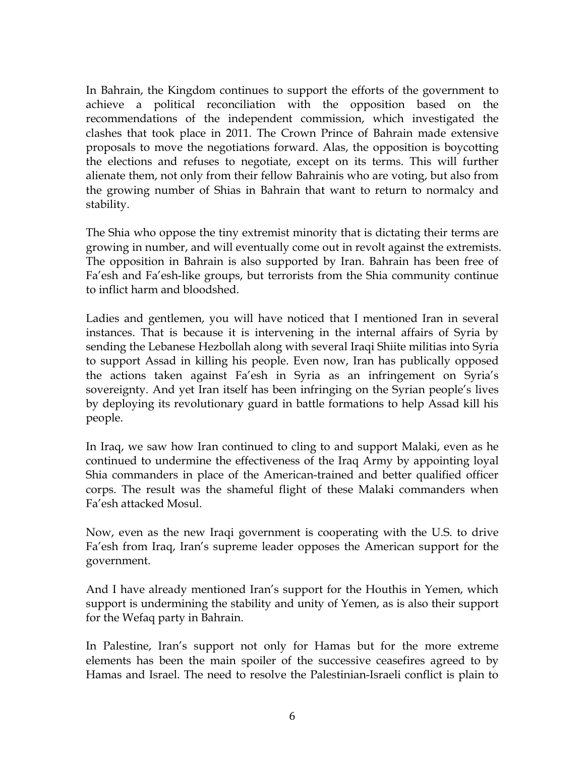In Bahrain, the Kingdom continues to support the efforts of the government to achieve a political reconciliation with the opposition based on the recommendations of the independent commission, which investigated the clashes that took place in 2011. The Crown Prince of Bahrain made extensive proposals to move the negotiations forward. Alas, the opposition is boycotting the elections and refuses to negotiate, except on its terms. This will further alienate them, not only from their fellow Bahrainis who are voting, but also from the growing number of Shias in Bahrain that want to return to normalcy and stability.

The Shia who oppose the tiny extremist minority that is dictating their terms are growing in number, and will eventually come out in revolt against the extremists. The opposition in Bahrain is also supported by Iran. Bahrain has been free of Fa'esh and Fa'esh-like groups, but terrorists from the Shia community continue to inflict harm and bloodshed.

Ladies and gentlemen, you will have noticed that I mentioned Iran in several instances. That is because it is intervening in the internal affairs of Syria by sending the Lebanese Hezbollah along with several Iraqi Shiite militias into Syria to support Assad in killing his people. Even now, Iran has publically opposed the actions taken against Fa'esh in Syria as an infringement on Syria's sovereignty. And yet Iran itself has been infringing on the Syrian people's lives by deploying its revolutionary guard in battle formations to help Assad kill his people.

In Iraq, we saw how Iran continued to cling to and support Malaki, even as he continued to undermine the effectiveness of the Iraq Army by appointing loyal Shia commanders in place of the American-trained and better qualified officer corps. The result was the shameful flight of these Malaki commanders when Fa'esh attacked Mosul.

Now, even as the new Iraqi government is cooperating with the U.S. to drive Fa'esh from Iraq, Iran's supreme leader opposes the American support for the government.

And I have already mentioned Iran's support for the Houthis in Yemen, which support is undermining the stability and unity of Yemen, as is also their support for the Wefaq party in Bahrain.

In Palestine, Iran's support not only for Hamas but for the more extreme elements has been the main spoiler of the successive ceasefires agreed to by Hamas and Israel. The need to resolve the Palestinian-Israeli conflict is plain to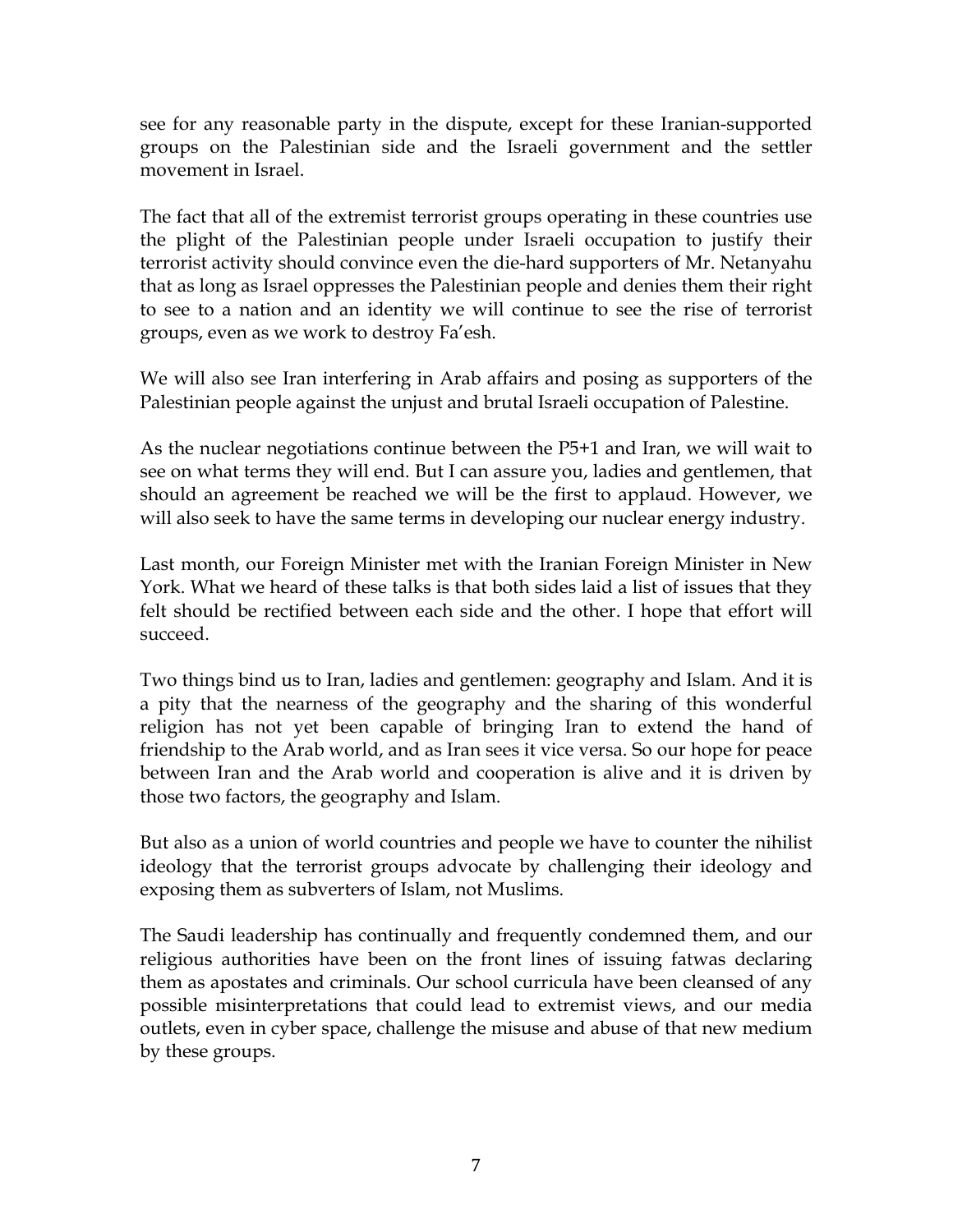see for any reasonable party in the dispute, except for these Iranian-supported groups on the Palestinian side and the Israeli government and the settler movement in Israel.

The fact that all of the extremist terrorist groups operating in these countries use the plight of the Palestinian people under Israeli occupation to justify their terrorist activity should convince even the die-hard supporters of Mr. Netanyahu that as long as Israel oppresses the Palestinian people and denies them their right to see to a nation and an identity we will continue to see the rise of terrorist groups, even as we work to destroy Fa'esh.

We will also see Iran interfering in Arab affairs and posing as supporters of the Palestinian people against the unjust and brutal Israeli occupation of Palestine.

As the nuclear negotiations continue between the P5+1 and Iran, we will wait to see on what terms they will end. But I can assure you, ladies and gentlemen, that should an agreement be reached we will be the first to applaud. However, we will also seek to have the same terms in developing our nuclear energy industry.

Last month, our Foreign Minister met with the Iranian Foreign Minister in New York. What we heard of these talks is that both sides laid a list of issues that they felt should be rectified between each side and the other. I hope that effort will succeed.

Two things bind us to Iran, ladies and gentlemen: geography and Islam. And it is a pity that the nearness of the geography and the sharing of this wonderful religion has not yet been capable of bringing Iran to extend the hand of friendship to the Arab world, and as Iran sees it vice versa. So our hope for peace between Iran and the Arab world and cooperation is alive and it is driven by those two factors, the geography and Islam.

But also as a union of world countries and people we have to counter the nihilist ideology that the terrorist groups advocate by challenging their ideology and exposing them as subverters of Islam, not Muslims.

The Saudi leadership has continually and frequently condemned them, and our religious authorities have been on the front lines of issuing fatwas declaring them as apostates and criminals. Our school curricula have been cleansed of any possible misinterpretations that could lead to extremist views, and our media outlets, even in cyber space, challenge the misuse and abuse of that new medium by these groups.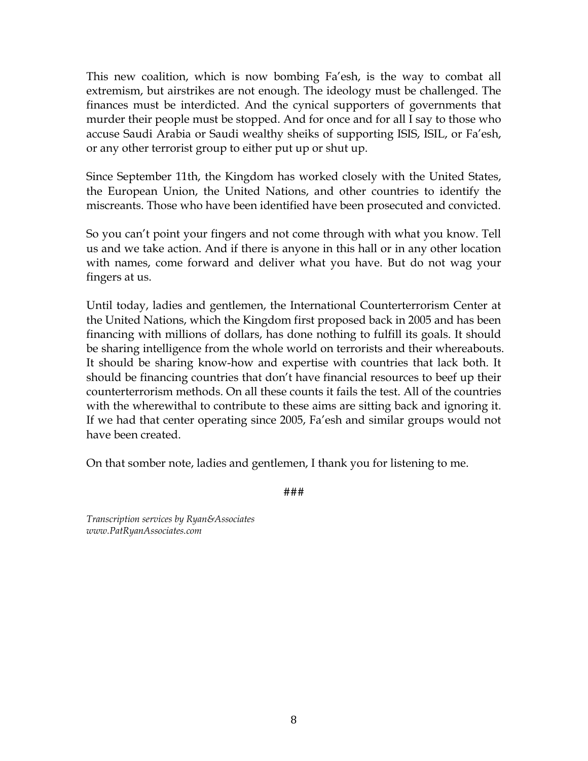This new coalition, which is now bombing Fa'esh, is the way to combat all extremism, but airstrikes are not enough. The ideology must be challenged. The finances must be interdicted. And the cynical supporters of governments that murder their people must be stopped. And for once and for all I say to those who accuse Saudi Arabia or Saudi wealthy sheiks of supporting ISIS, ISIL, or Fa'esh, or any other terrorist group to either put up or shut up.

Since September 11th, the Kingdom has worked closely with the United States, the European Union, the United Nations, and other countries to identify the miscreants. Those who have been identified have been prosecuted and convicted.

So you can't point your fingers and not come through with what you know. Tell us and we take action. And if there is anyone in this hall or in any other location with names, come forward and deliver what you have. But do not wag your fingers at us.

Until today, ladies and gentlemen, the International Counterterrorism Center at the United Nations, which the Kingdom first proposed back in 2005 and has been financing with millions of dollars, has done nothing to fulfill its goals. It should be sharing intelligence from the whole world on terrorists and their whereabouts. It should be sharing know-how and expertise with countries that lack both. It should be financing countries that don't have financial resources to beef up their counterterrorism methods. On all these counts it fails the test. All of the countries with the wherewithal to contribute to these aims are sitting back and ignoring it. If we had that center operating since 2005, Fa'esh and similar groups would not have been created.

On that somber note, ladies and gentlemen, I thank you for listening to me.

###

*Transcription services by Ryan&Associates*
*www.PatRyanAssociates.com*